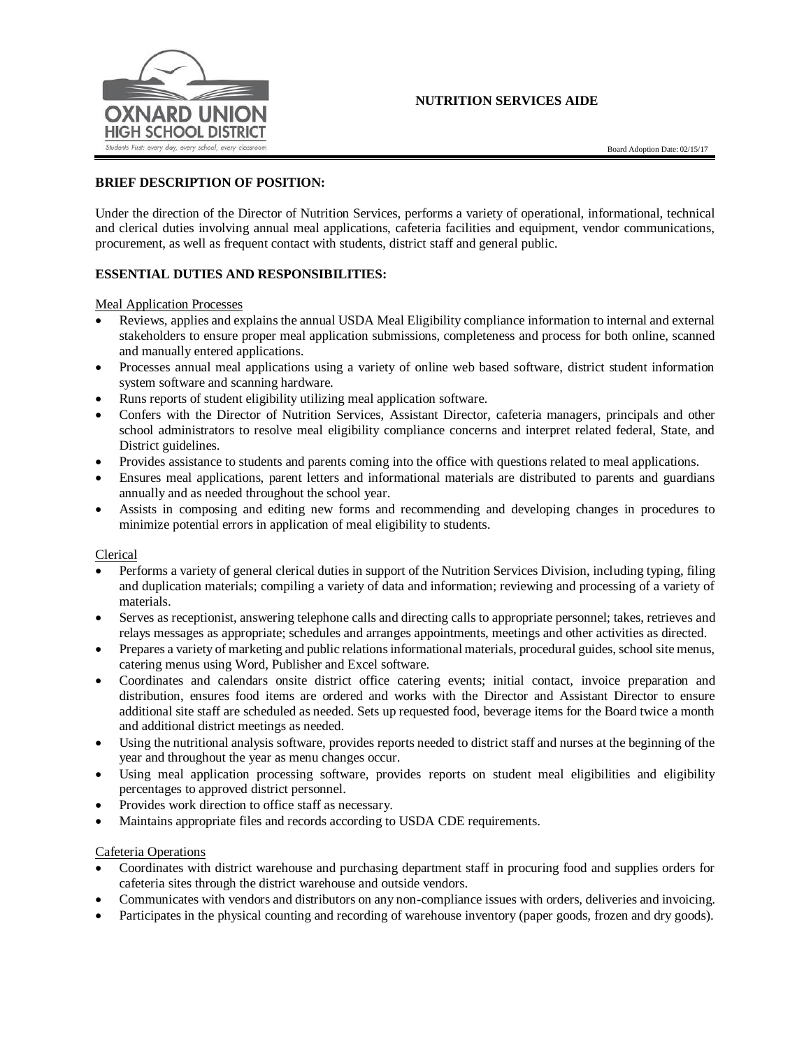# NUTRITION SERVICES AIDE

Board Adoption Date: 02/15/17

## BRIEF DESCRIPTION OF POSITION:

Under the direction of the Director of Nutrition Services, performs a variety of operational, informational, technical and clerical duties involving annual meal applications, cafeteria facilities and equipment, vendor communications, procurement, as well as frequent contact with students, district staff and general public.

## ESSENTIAL DUTIES AND RESPONSIBILITIES:

Meal Application Processes

- Reviews, applies and explains the annual USDA Meal Eligibility compliance information to internal and external stakeholders to ensure proper meal application submissions, completeness and process for both online, scanned and manually entered applications.
- Processes annual meal applications using a variety of online web based software, district student information system software and scanning hardware.
- Runs reports of student eligibility utilizing meal application software.
- Confers with the Director of Nutrition Services, Assistant Director, cafeteria managers, principals and other school administrators to resolve meal eligibility compliance concerns and interpret related federal, State, and District guidelines.
- Provides assistance to students and parents coming into the office with questions related to meal applications.
- Ensures meal applications, parent letters and informational materials are distributed to parents and guardians annually and as needed throughout the school year.
- Assists in composing and editing new forms and recommending and developing changes in procedures to minimize potential errors in application of meal eligibility to students.

Clerical

- Performs a variety of general clerical duties in support of the Nutrition Services Division, including typing, filing and duplication materials; compiling a variety of data and information; reviewing and processing of a variety of materials.
- Serves as receptionist, answering telephone calls and directing calls to appropriate personnel; takes, retrieves and relays messages as appropriate; schedules and arranges appointments, meetings and other activities as directed.
- Prepares a variety of marketing and public relations informational materials, procedural guides, school site menus, catering menus using Word, Publisher and Excel software.
- Coordinates and calendars onsite district office catering events; initial contact, invoice preparation and distribution, ensures food items are ordered and works with the Director and Assistant Director to ensure additional site staff are scheduled as needed. Sets up requested food, beverage items for the Board twice a month and additional district meetings as needed.
- Using the nutritional analysis software, provides reports needed to district staff and nurses at the beginning of the year and throughout the year as menu changes occur.
- Using meal application processing software, provides reports on student meal eligibilities and eligibility percentages to approved district personnel.
- Provides work direction to office staff as necessary.
- Maintains appropriate files and records according to USDA CDE requirements.

Cafeteria Operations

- Coordinates with district warehouse and purchasing department staff in procuring food and supplies orders for cafeteria sites through the district warehouse and outside vendors.
- Communicates with vendors and distributors on any non-compliance issues with orders, deliveries and invoicing.
- Participates in the physical counting and recording of warehouse inventory (paper goods, frozen and dry goods).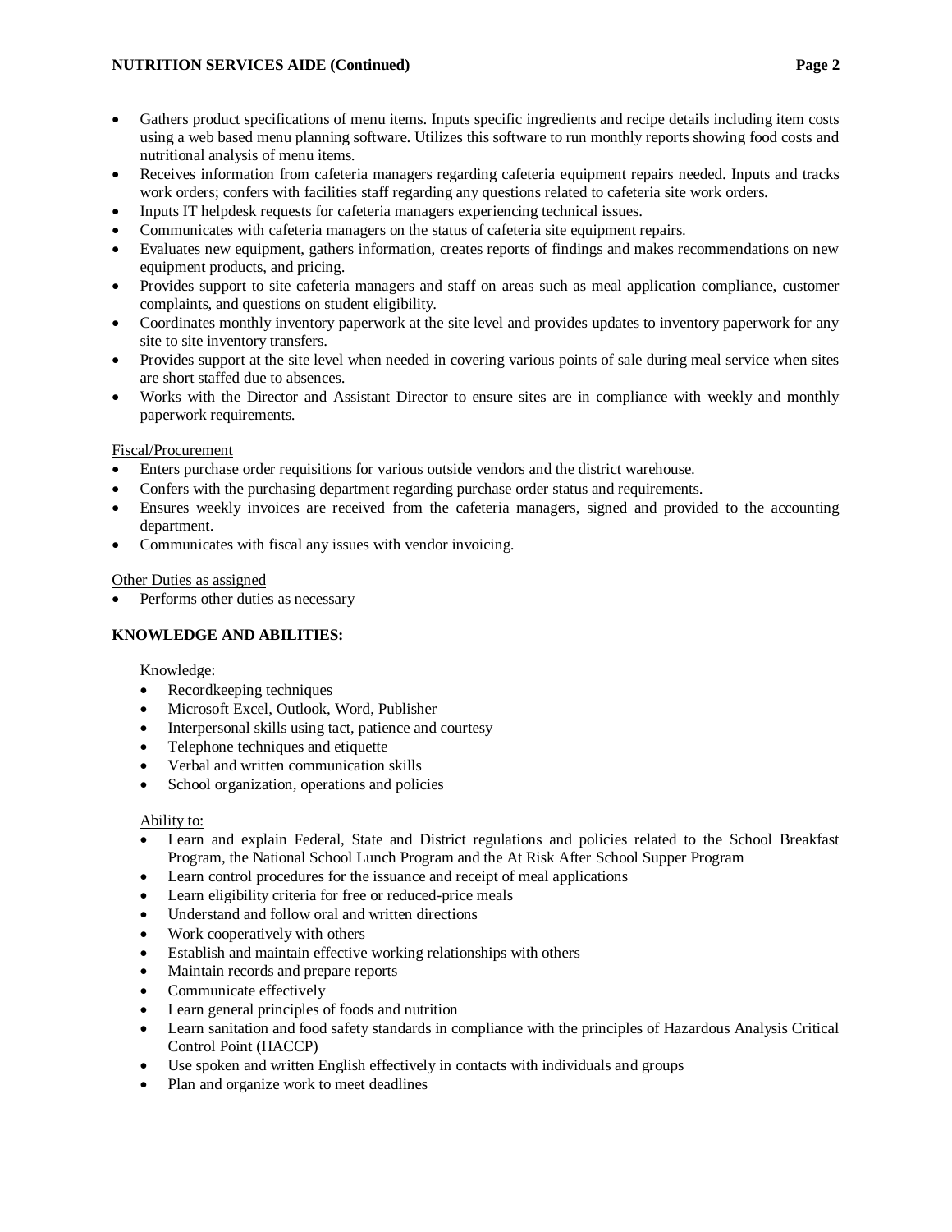- Gathers product specifications of menu items. Inputs specific ingredients and recipe details including item costs using a web based menu planning software. Utilizes this software to run monthly reports showing food costs and nutritional analysis of menu items.
- Receives information from cafeteria managers regarding cafeteria equipment repairs needed. Inputs and tracks work orders; confers with facilities staff regarding any questions related to cafeteria site work orders.
- Inputs IT helpdesk requests for cafeteria managers experiencing technical issues.
- Communicates with cafeteria managers on the status of cafeteria site equipment repairs.
- Evaluates new equipment, gathers information, creates reports of findings and makes recommendations on new equipment products, and pricing.
- Provides support to site cafeteria managers and staff on areas such as meal application compliance, customer complaints, and questions on student eligibility.
- Coordinates monthly inventory paperwork at the site level and provides updates to inventory paperwork for any site to site inventory transfers.
- Provides support at the site level when needed in covering various points of sale during meal service when sites are short staffed due to absences.
- Works with the Director and Assistant Director to ensure sites are in compliance with weekly and monthly paperwork requirements.

<u>Fiscal/Procurement</u>

- Enters purchase order requisitions for various outside vendors and the district warehouse.
- Confers with the purchasing department regarding purchase order status and requirements.
- Ensures weekly invoices are received from the cafeteria managers, signed and provided to the accounting department.
- Communicates with fiscal any issues with vendor invoicing.

<u>Other Duties as assigned</u>

- Performs other duties as necessary

**KNOWLEDGE AND ABILITIES:**

<u>Knowledge:</u>

- Recordkeeping techniques
- Microsoft Excel, Outlook, Word, Publisher
- Interpersonal skills using tact, patience and courtesy
- Telephone techniques and etiquette
- Verbal and written communication skills
- School organization, operations and policies

<u>Ability to:</u>

- Learn and explain Federal, State and District regulations and policies related to the School Breakfast Program, the National School Lunch Program and the At Risk After School Supper Program
- Learn control procedures for the issuance and receipt of meal applications
- Learn eligibility criteria for free or reduced-price meals
- Understand and follow oral and written directions
- Work cooperatively with others
- Establish and maintain effective working relationships with others
- Maintain records and prepare reports
- Communicate effectively
- Learn general principles of foods and nutrition
- Learn sanitation and food safety standards in compliance with the principles of Hazardous Analysis Critical Control Point (HACCP)
- Use spoken and written English effectively in contacts with individuals and groups
- Plan and organize work to meet deadlines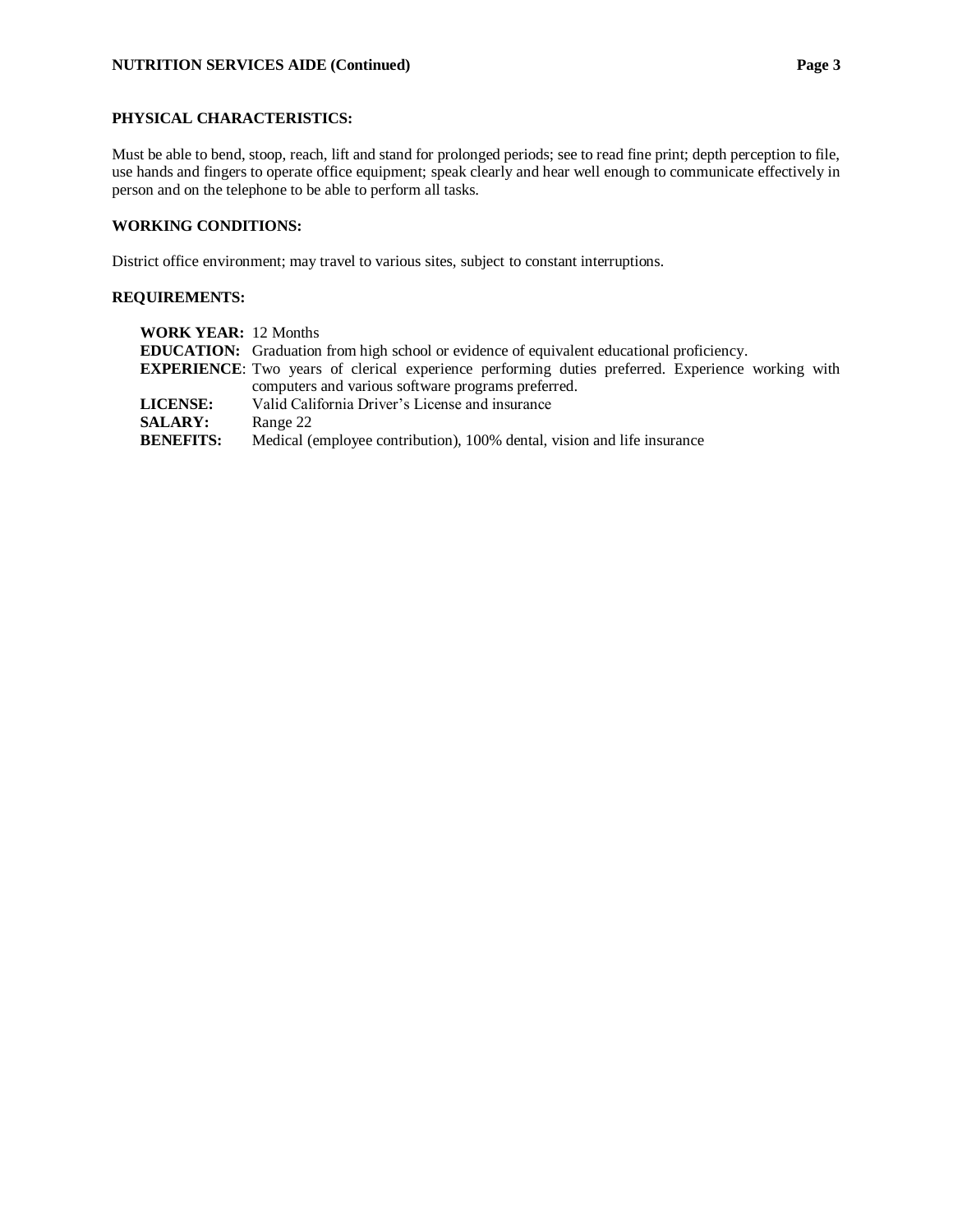**PHYSICAL CHARACTERISTICS:**

Must be able to bend, stoop, reach, lift and stand for prolonged periods; see to read fine print; depth perception to file, use hands and fingers to operate office equipment; speak clearly and hear well enough to communicate effectively in person and on the telephone to be able to perform all tasks.

**WORKING CONDITIONS:**

District office environment; may travel to various sites, subject to constant interruptions.

**REQUIREMENTS:**

| | |
|---|---|
| **WORK YEAR:** | 12 Months |
| **EDUCATION:** | Graduation from high school or evidence of equivalent educational proficiency. |
| **EXPERIENCE**: | Two years of clerical experience performing duties preferred. Experience working with computers and various software programs preferred. |
| **LICENSE:** | Valid California Driver's License and insurance |
| **SALARY:** | Range 22 |
| **BENEFITS:** | Medical (employee contribution), 100% dental, vision and life insurance |